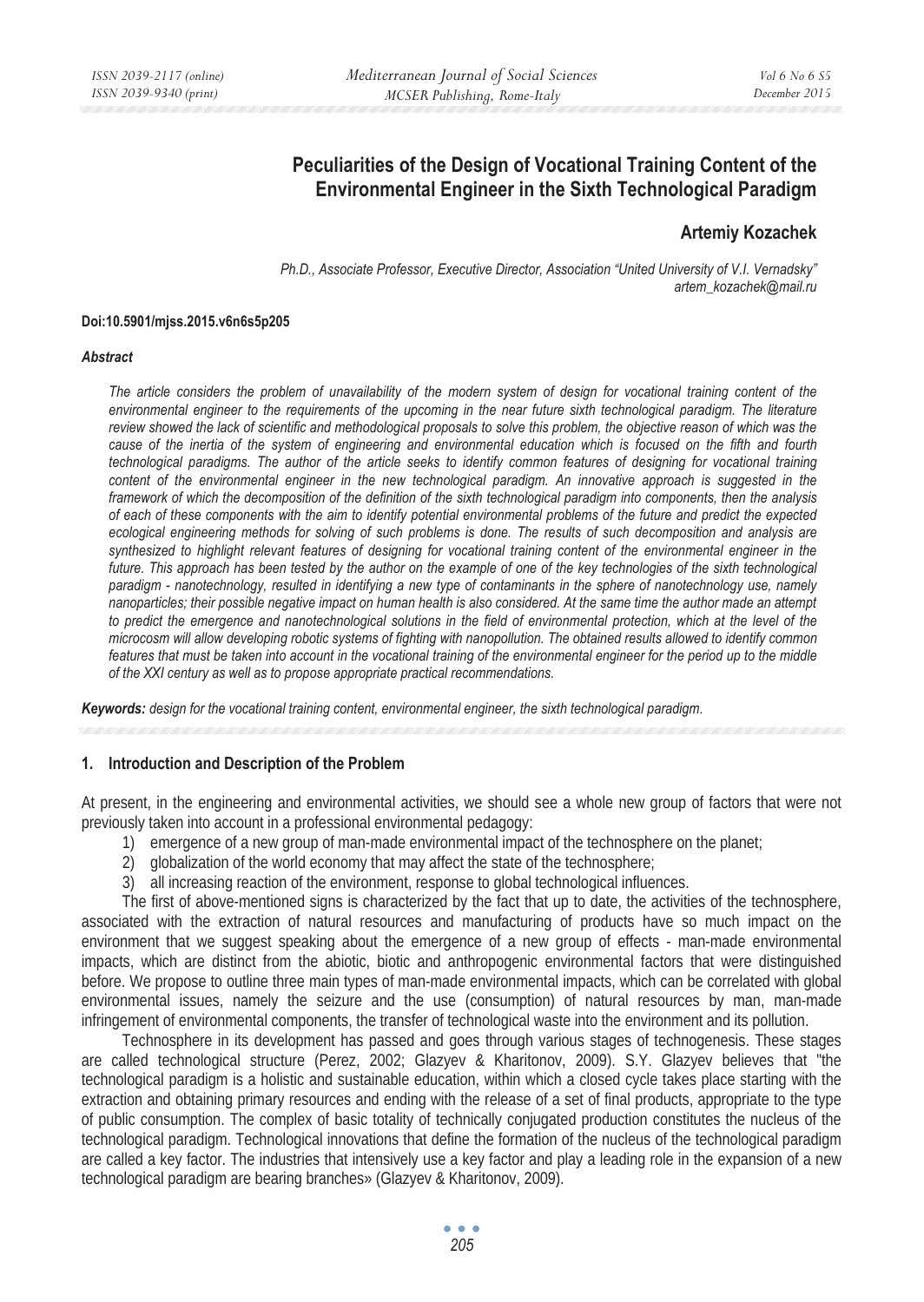# Peculiarities of the Design of Vocational Training Content of the Environmental Engineer in the Sixth Technological Paradigm

**Artemiy Kozachek**

*Ph.D., Associate Professor, Executive Director, Association "United University of V.I. Vernadsky"*
*artem_kozachek@mail.ru*

**Doi:10.5901/mjss.2015.v6n6s5p205**

***Abstract***

*The article considers the problem of unavailability of the modern system of design for vocational training content of the environmental engineer to the requirements of the upcoming in the near future sixth technological paradigm. The literature review showed the lack of scientific and methodological proposals to solve this problem, the objective reason of which was the cause of the inertia of the system of engineering and environmental education which is focused on the fifth and fourth technological paradigms. The author of the article seeks to identify common features of designing for vocational training content of the environmental engineer in the new technological paradigm. An innovative approach is suggested in the framework of which the decomposition of the definition of the sixth technological paradigm into components, then the analysis of each of these components with the aim to identify potential environmental problems of the future and predict the expected ecological engineering methods for solving of such problems is done. The results of such decomposition and analysis are synthesized to highlight relevant features of designing for vocational training content of the environmental engineer in the future. This approach has been tested by the author on the example of one of the key technologies of the sixth technological paradigm - nanotechnology, resulted in identifying a new type of contaminants in the sphere of nanotechnology use, namely nanoparticles; their possible negative impact on human health is also considered. At the same time the author made an attempt to predict the emergence and nanotechnological solutions in the field of environmental protection, which at the level of the microcosm will allow developing robotic systems of fighting with nanopollution. The obtained results allowed to identify common features that must be taken into account in the vocational training of the environmental engineer for the period up to the middle of the XXI century as well as to propose appropriate practical recommendations.*

***Keywords:*** *design for the vocational training content, environmental engineer, the sixth technological paradigm.*

## 1. Introduction and Description of the Problem

At present, in the engineering and environmental activities, we should see a whole new group of factors that were not previously taken into account in a professional environmental pedagogy:

1) emergence of a new group of man-made environmental impact of the technosphere on the planet;
2) globalization of the world economy that may affect the state of the technosphere;
3) all increasing reaction of the environment, response to global technological influences.

The first of above-mentioned signs is characterized by the fact that up to date, the activities of the technosphere, associated with the extraction of natural resources and manufacturing of products have so much impact on the environment that we suggest speaking about the emergence of a new group of effects - man-made environmental impacts, which are distinct from the abiotic, biotic and anthropogenic environmental factors that were distinguished before. We propose to outline three main types of man-made environmental impacts, which can be correlated with global environmental issues, namely the seizure and the use (consumption) of natural resources by man, man-made infringement of environmental components, the transfer of technological waste into the environment and its pollution.

Technosphere in its development has passed and goes through various stages of technogenesis. These stages are called technological structure (Perez, 2002; Glazyev & Kharitonov, 2009). S.Y. Glazyev believes that "the technological paradigm is a holistic and sustainable education, within which a closed cycle takes place starting with the extraction and obtaining primary resources and ending with the release of a set of final products, appropriate to the type of public consumption. The complex of basic totality of technically conjugated production constitutes the nucleus of the technological paradigm. Technological innovations that define the formation of the nucleus of the technological paradigm are called a key factor. The industries that intensively use a key factor and play a leading role in the expansion of a new technological paradigm are bearing branches» (Glazyev & Kharitonov, 2009).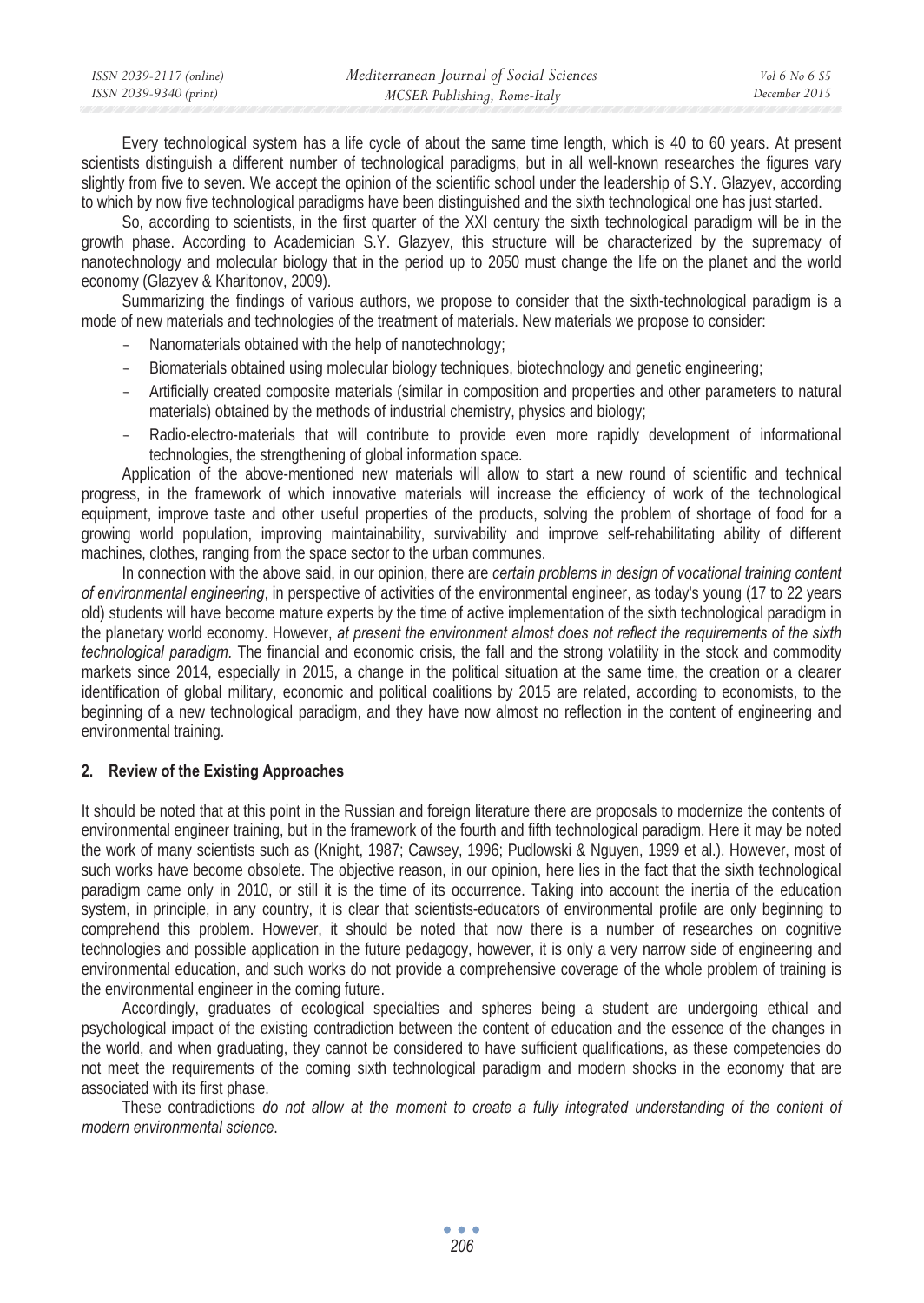Every technological system has a life cycle of about the same time length, which is 40 to 60 years. At present scientists distinguish a different number of technological paradigms, but in all well-known researches the figures vary slightly from five to seven. We accept the opinion of the scientific school under the leadership of S.Y. Glazyev, according to which by now five technological paradigms have been distinguished and the sixth technological one has just started.

So, according to scientists, in the first quarter of the XXI century the sixth technological paradigm will be in the growth phase. According to Academician S.Y. Glazyev, this structure will be characterized by the supremacy of nanotechnology and molecular biology that in the period up to 2050 must change the life on the planet and the world economy (Glazyev & Kharitonov, 2009).

Summarizing the findings of various authors, we propose to consider that the sixth-technological paradigm is a mode of new materials and technologies of the treatment of materials. New materials we propose to consider:

- Nanomaterials obtained with the help of nanotechnology;
- Biomaterials obtained using molecular biology techniques, biotechnology and genetic engineering;
- Artificially created composite materials (similar in composition and properties and other parameters to natural materials) obtained by the methods of industrial chemistry, physics and biology;
- Radio-electro-materials that will contribute to provide even more rapidly development of informational technologies, the strengthening of global information space.

Application of the above-mentioned new materials will allow to start a new round of scientific and technical progress, in the framework of which innovative materials will increase the efficiency of work of the technological equipment, improve taste and other useful properties of the products, solving the problem of shortage of food for a growing world population, improving maintainability, survivability and improve self-rehabilitating ability of different machines, clothes, ranging from the space sector to the urban communes.

In connection with the above said, in our opinion, there are *certain problems in design of vocational training content of environmental engineering*, in perspective of activities of the environmental engineer, as today's young (17 to 22 years old) students will have become mature experts by the time of active implementation of the sixth technological paradigm in the planetary world economy. However, *at present the environment almost does not reflect the requirements of the sixth technological paradigm.* The financial and economic crisis, the fall and the strong volatility in the stock and commodity markets since 2014, especially in 2015, a change in the political situation at the same time, the creation or a clearer identification of global military, economic and political coalitions by 2015 are related, according to economists, to the beginning of a new technological paradigm, and they have now almost no reflection in the content of engineering and environmental training.

## 2. Review of the Existing Approaches

It should be noted that at this point in the Russian and foreign literature there are proposals to modernize the contents of environmental engineer training, but in the framework of the fourth and fifth technological paradigm. Here it may be noted the work of many scientists such as (Knight, 1987; Cawsey, 1996; Pudlowski & Nguyen, 1999 et al.). However, most of such works have become obsolete. The objective reason, in our opinion, here lies in the fact that the sixth technological paradigm came only in 2010, or still it is the time of its occurrence. Taking into account the inertia of the education system, in principle, in any country, it is clear that scientists-educators of environmental profile are only beginning to comprehend this problem. However, it should be noted that now there is a number of researches on cognitive technologies and possible application in the future pedagogy, however, it is only a very narrow side of engineering and environmental education, and such works do not provide a comprehensive coverage of the whole problem of training is the environmental engineer in the coming future.

Accordingly, graduates of ecological specialties and spheres being a student are undergoing ethical and psychological impact of the existing contradiction between the content of education and the essence of the changes in the world, and when graduating, they cannot be considered to have sufficient qualifications, as these competencies do not meet the requirements of the coming sixth technological paradigm and modern shocks in the economy that are associated with its first phase.

These contradictions *do not allow at the moment to create a fully integrated understanding of the content of modern environmental science.*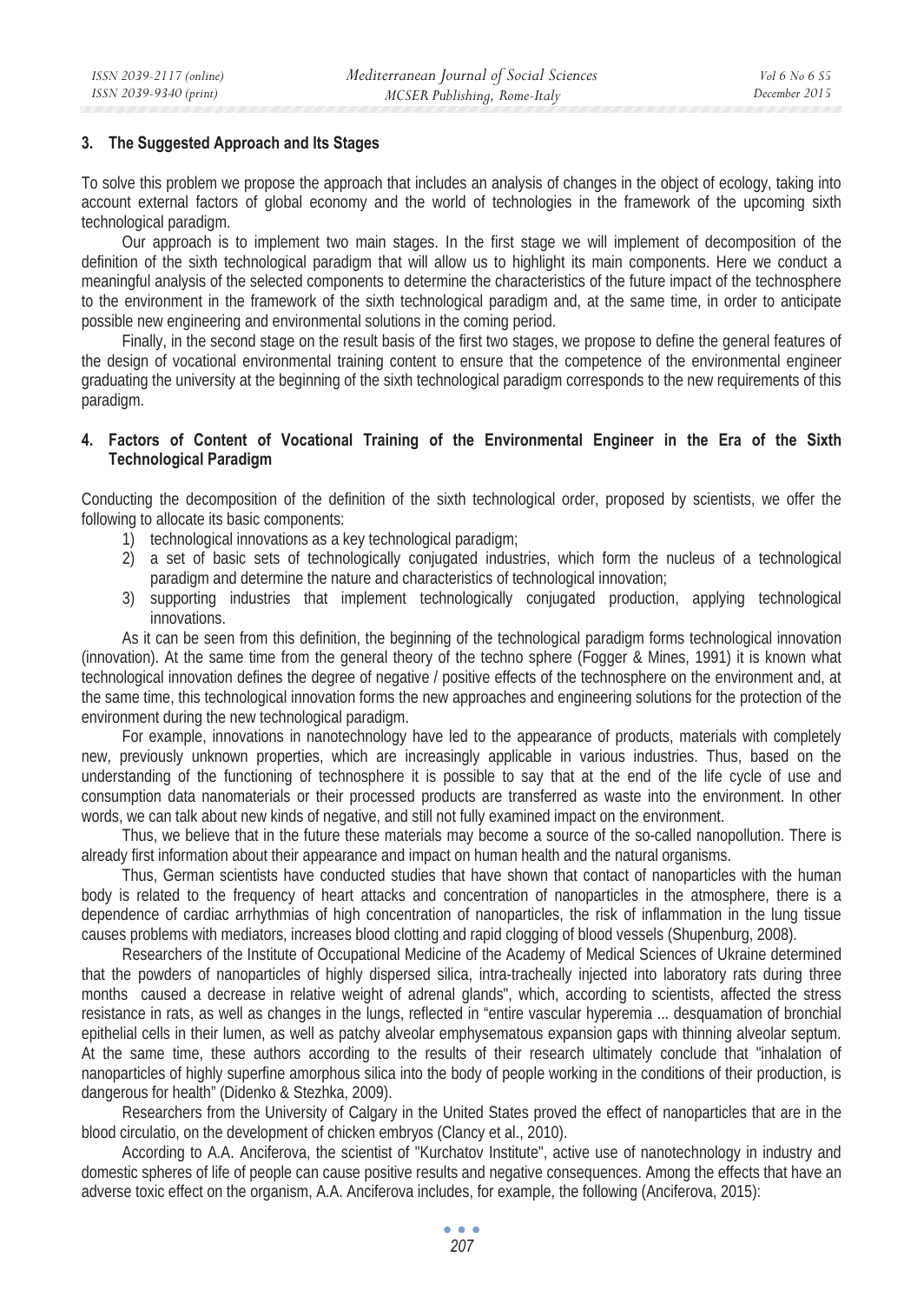## 3. The Suggested Approach and Its Stages

To solve this problem we propose the approach that includes an analysis of changes in the object of ecology, taking into account external factors of global economy and the world of technologies in the framework of the upcoming sixth technological paradigm.

Our approach is to implement two main stages. In the first stage we will implement of decomposition of the definition of the sixth technological paradigm that will allow us to highlight its main components. Here we conduct a meaningful analysis of the selected components to determine the characteristics of the future impact of the technosphere to the environment in the framework of the sixth technological paradigm and, at the same time, in order to anticipate possible new engineering and environmental solutions in the coming period.

Finally, in the second stage on the result basis of the first two stages, we propose to define the general features of the design of vocational environmental training content to ensure that the competence of the environmental engineer graduating the university at the beginning of the sixth technological paradigm corresponds to the new requirements of this paradigm.

## 4. Factors of Content of Vocational Training of the Environmental Engineer in the Era of the Sixth Technological Paradigm

Conducting the decomposition of the definition of the sixth technological order, proposed by scientists, we offer the following to allocate its basic components:

1) technological innovations as a key technological paradigm;
2) a set of basic sets of technologically conjugated industries, which form the nucleus of a technological paradigm and determine the nature and characteristics of technological innovation;
3) supporting industries that implement technologically conjugated production, applying technological innovations.

As it can be seen from this definition, the beginning of the technological paradigm forms technological innovation (innovation). At the same time from the general theory of the techno sphere (Fogger & Mines, 1991) it is known what technological innovation defines the degree of negative / positive effects of the technosphere on the environment and, at the same time, this technological innovation forms the new approaches and engineering solutions for the protection of the environment during the new technological paradigm.

For example, innovations in nanotechnology have led to the appearance of products, materials with completely new, previously unknown properties, which are increasingly applicable in various industries. Thus, based on the understanding of the functioning of technosphere it is possible to say that at the end of the life cycle of use and consumption data nanomaterials or their processed products are transferred as waste into the environment. In other words, we can talk about new kinds of negative, and still not fully examined impact on the environment.

Thus, we believe that in the future these materials may become a source of the so-called nanopollution. There is already first information about their appearance and impact on human health and the natural organisms.

Thus, German scientists have conducted studies that have shown that contact of nanoparticles with the human body is related to the frequency of heart attacks and concentration of nanoparticles in the atmosphere, there is a dependence of cardiac arrhythmias of high concentration of nanoparticles, the risk of inflammation in the lung tissue causes problems with mediators, increases blood clotting and rapid clogging of blood vessels (Shupenburg, 2008).

Researchers of the Institute of Occupational Medicine of the Academy of Medical Sciences of Ukraine determined that the powders of nanoparticles of highly dispersed silica, intra-tracheally injected into laboratory rats during three months caused a decrease in relative weight of adrenal glands", which, according to scientists, affected the stress resistance in rats, as well as changes in the lungs, reflected in "entire vascular hyperemia ... desquamation of bronchial epithelial cells in their lumen, as well as patchy alveolar emphysematous expansion gaps with thinning alveolar septum. At the same time, these authors according to the results of their research ultimately conclude that "inhalation of nanoparticles of highly superfine amorphous silica into the body of people working in the conditions of their production, is dangerous for health" (Didenko & Stezhka, 2009).

Researchers from the University of Calgary in the United States proved the effect of nanoparticles that are in the blood circulatio, on the development of chicken embryos (Clancy et al., 2010).

According to A.A. Anciferova, the scientist of "Kurchatov Institute", active use of nanotechnology in industry and domestic spheres of life of people can cause positive results and negative consequences. Among the effects that have an adverse toxic effect on the organism, A.A. Anciferova includes, for example, the following (Anciferova, 2015):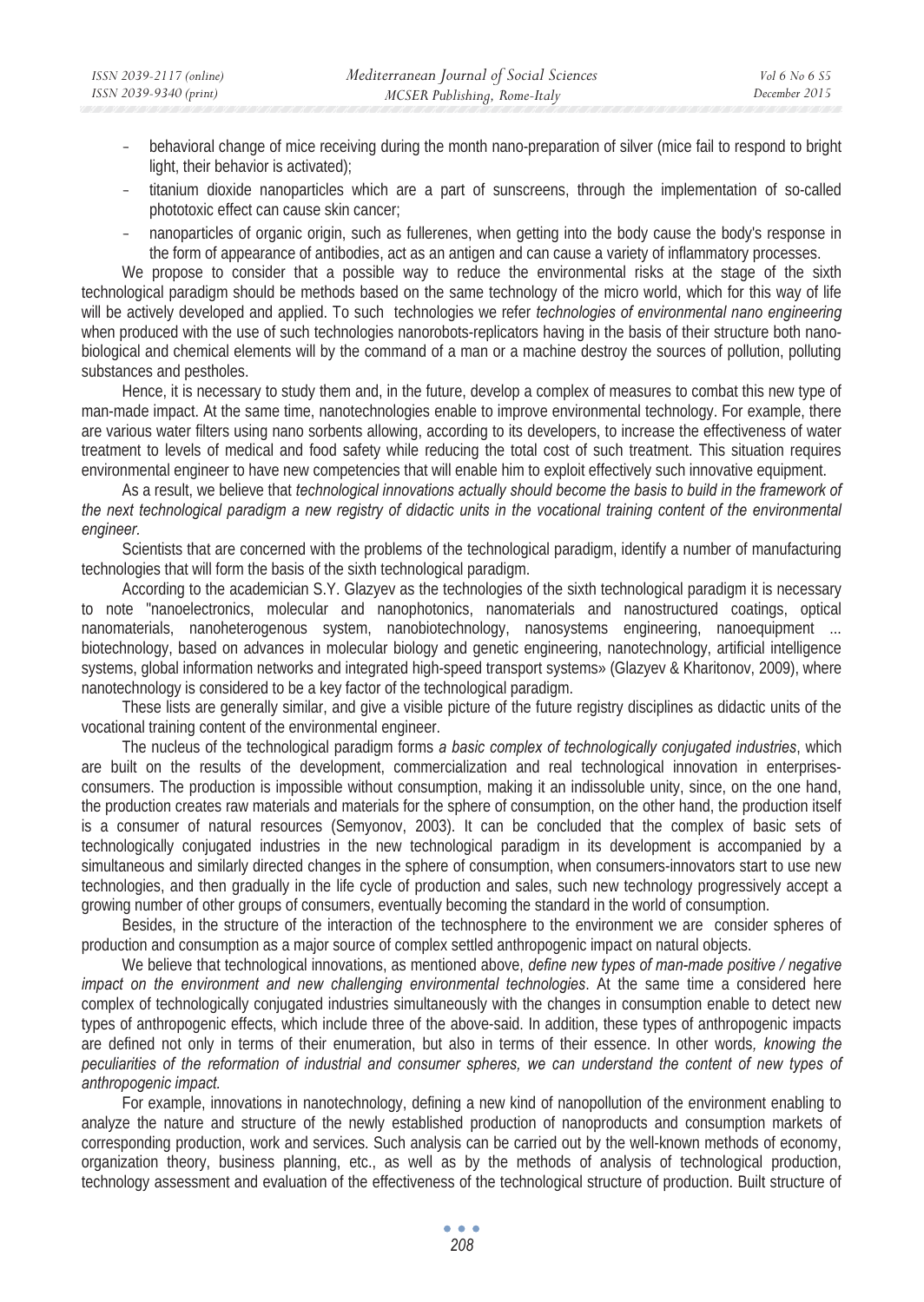- behavioral change of mice receiving during the month nano-preparation of silver (mice fail to respond to bright light, their behavior is activated);
- titanium dioxide nanoparticles which are a part of sunscreens, through the implementation of so-called phototoxic effect can cause skin cancer;
- nanoparticles of organic origin, such as fullerenes, when getting into the body cause the body's response in the form of appearance of antibodies, act as an antigen and can cause a variety of inflammatory processes.

We propose to consider that a possible way to reduce the environmental risks at the stage of the sixth technological paradigm should be methods based on the same technology of the micro world, which for this way of life will be actively developed and applied. To such technologies we refer *technologies of environmental nano engineering* when produced with the use of such technologies nanorobots-replicators having in the basis of their structure both nano-biological and chemical elements will by the command of a man or a machine destroy the sources of pollution, polluting substances and pestholes.

Hence, it is necessary to study them and, in the future, develop a complex of measures to combat this new type of man-made impact. At the same time, nanotechnologies enable to improve environmental technology. For example, there are various water filters using nano sorbents allowing, according to its developers, to increase the effectiveness of water treatment to levels of medical and food safety while reducing the total cost of such treatment. This situation requires environmental engineer to have new competencies that will enable him to exploit effectively such innovative equipment.

As a result, we believe that *technological innovations actually should become the basis to build in the framework of the next technological paradigm a new registry of didactic units in the vocational training content of the environmental engineer.*

Scientists that are concerned with the problems of the technological paradigm, identify a number of manufacturing technologies that will form the basis of the sixth technological paradigm.

According to the academician S.Y. Glazyev as the technologies of the sixth technological paradigm it is necessary to note "nanoelectronics, molecular and nanophotonics, nanomaterials and nanostructured coatings, optical nanomaterials, nanoheterogenous system, nanobiotechnology, nanosystems engineering, nanoequipment ... biotechnology, based on advances in molecular biology and genetic engineering, nanotechnology, artificial intelligence systems, global information networks and integrated high-speed transport systems» (Glazyev & Kharitonov, 2009), where nanotechnology is considered to be a key factor of the technological paradigm.

These lists are generally similar, and give a visible picture of the future registry disciplines as didactic units of the vocational training content of the environmental engineer.

The nucleus of the technological paradigm forms *a basic complex of technologically conjugated industries*, which are built on the results of the development, commercialization and real technological innovation in enterprises-consumers. The production is impossible without consumption, making it an indissoluble unity, since, on the one hand, the production creates raw materials and materials for the sphere of consumption, on the other hand, the production itself is a consumer of natural resources (Semyonov, 2003). It can be concluded that the complex of basic sets of technologically conjugated industries in the new technological paradigm in its development is accompanied by a simultaneous and similarly directed changes in the sphere of consumption, when consumers-innovators start to use new technologies, and then gradually in the life cycle of production and sales, such new technology progressively accept a growing number of other groups of consumers, eventually becoming the standard in the world of consumption.

Besides, in the structure of the interaction of the technosphere to the environment we are consider spheres of production and consumption as a major source of complex settled anthropogenic impact on natural objects.

We believe that technological innovations, as mentioned above, *define new types of man-made positive / negative impact on the environment and new challenging environmental technologies*. At the same time a considered here complex of technologically conjugated industries simultaneously with the changes in consumption enable to detect new types of anthropogenic effects, which include three of the above-said. In addition, these types of anthropogenic impacts are defined not only in terms of their enumeration, but also in terms of their essence. In other words*, knowing the peculiarities of the reformation of industrial and consumer spheres, we can understand the content of new types of anthropogenic impact.*

For example, innovations in nanotechnology, defining a new kind of nanopollution of the environment enabling to analyze the nature and structure of the newly established production of nanoproducts and consumption markets of corresponding production, work and services. Such analysis can be carried out by the well-known methods of economy, organization theory, business planning, etc., as well as by the methods of analysis of technological production, technology assessment and evaluation of the effectiveness of the technological structure of production. Built structure of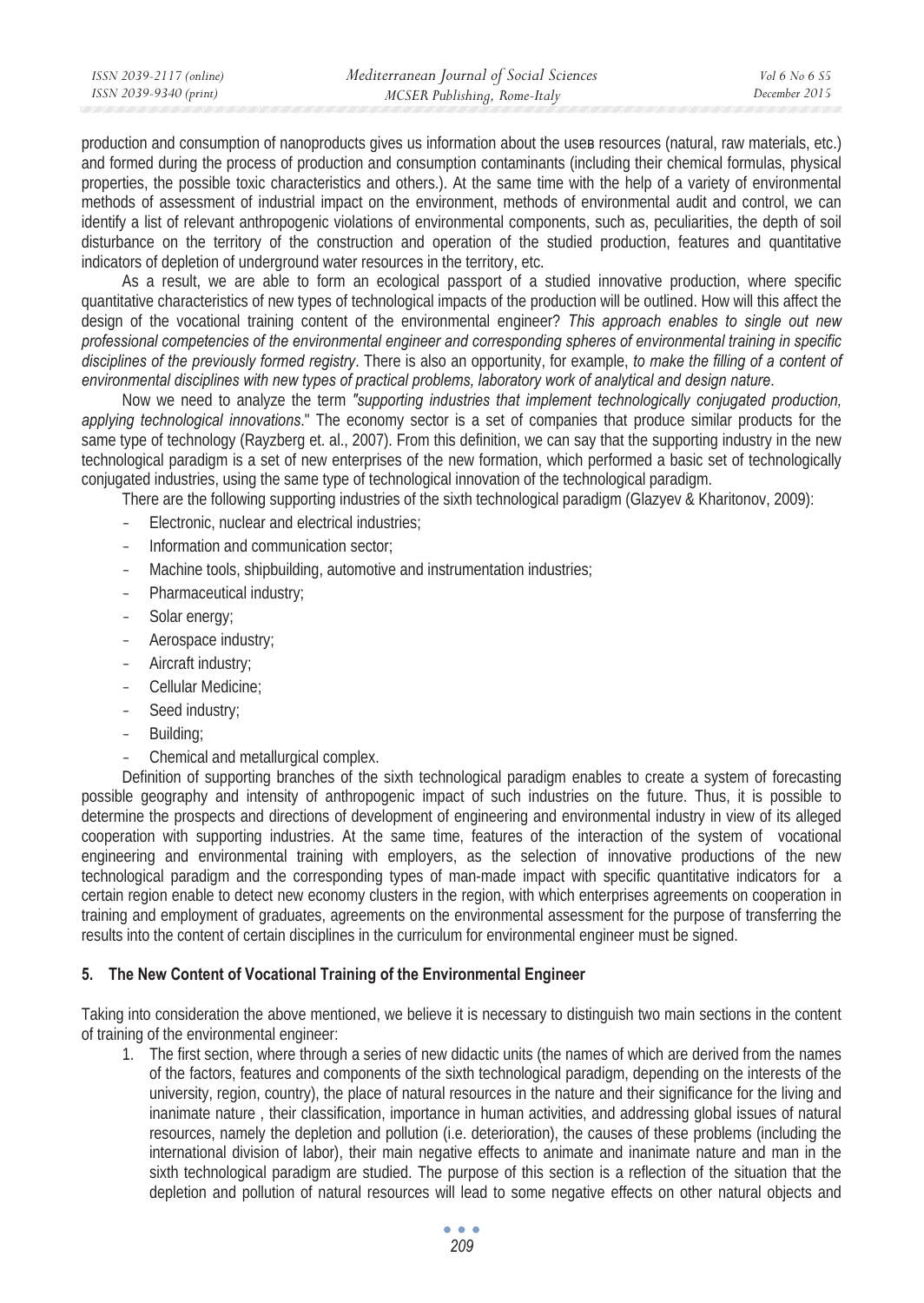production and consumption of nanoproducts gives us information about the useв resources (natural, raw materials, etc.) and formed during the process of production and consumption contaminants (including their chemical formulas, physical properties, the possible toxic characteristics and others.). At the same time with the help of a variety of environmental methods of assessment of industrial impact on the environment, methods of environmental audit and control, we can identify a list of relevant anthropogenic violations of environmental components, such as, peculiarities, the depth of soil disturbance on the territory of the construction and operation of the studied production, features and quantitative indicators of depletion of underground water resources in the territory, etc.

As a result, we are able to form an ecological passport of a studied innovative production, where specific quantitative characteristics of new types of technological impacts of the production will be outlined. How will this affect the design of the vocational training content of the environmental engineer? *This approach enables to single out new professional competencies of the environmental engineer and corresponding spheres of environmental training in specific disciplines of the previously formed registry*. There is also an opportunity, for example, *to make the filling of a content of environmental disciplines with new types of practical problems, laboratory work of analytical and design nature*.

Now we need to analyze the term *"supporting industries that implement technologically conjugated production, applying technological innovations*." The economy sector is a set of companies that produce similar products for the same type of technology (Rayzberg et. al., 2007). From this definition, we can say that the supporting industry in the new technological paradigm is a set of new enterprises of the new formation, which performed a basic set of technologically conjugated industries, using the same type of technological innovation of the technological paradigm.

There are the following supporting industries of the sixth technological paradigm (Glazyev & Kharitonov, 2009):

- Electronic, nuclear and electrical industries;
- Information and communication sector;
- Machine tools, shipbuilding, automotive and instrumentation industries;
- Pharmaceutical industry;
- Solar energy;
- Aerospace industry;
- Aircraft industry;
- Cellular Medicine;
- Seed industry;
- Building;
- Chemical and metallurgical complex.

Definition of supporting branches of the sixth technological paradigm enables to create a system of forecasting possible geography and intensity of anthropogenic impact of such industries on the future. Thus, it is possible to determine the prospects and directions of development of engineering and environmental industry in view of its alleged cooperation with supporting industries. At the same time, features of the interaction of the system of vocational engineering and environmental training with employers, as the selection of innovative productions of the new technological paradigm and the corresponding types of man-made impact with specific quantitative indicators for a certain region enable to detect new economy clusters in the region, with which enterprises agreements on cooperation in training and employment of graduates, agreements on the environmental assessment for the purpose of transferring the results into the content of certain disciplines in the curriculum for environmental engineer must be signed.

## 5. The New Content of Vocational Training of the Environmental Engineer

Taking into consideration the above mentioned, we believe it is necessary to distinguish two main sections in the content of training of the environmental engineer:

1. The first section, where through a series of new didactic units (the names of which are derived from the names of the factors, features and components of the sixth technological paradigm, depending on the interests of the university, region, country), the place of natural resources in the nature and their significance for the living and inanimate nature , their classification, importance in human activities, and addressing global issues of natural resources, namely the depletion and pollution (i.e. deterioration), the causes of these problems (including the international division of labor), their main negative effects to animate and inanimate nature and man in the sixth technological paradigm are studied. The purpose of this section is a reflection of the situation that the depletion and pollution of natural resources will lead to some negative effects on other natural objects and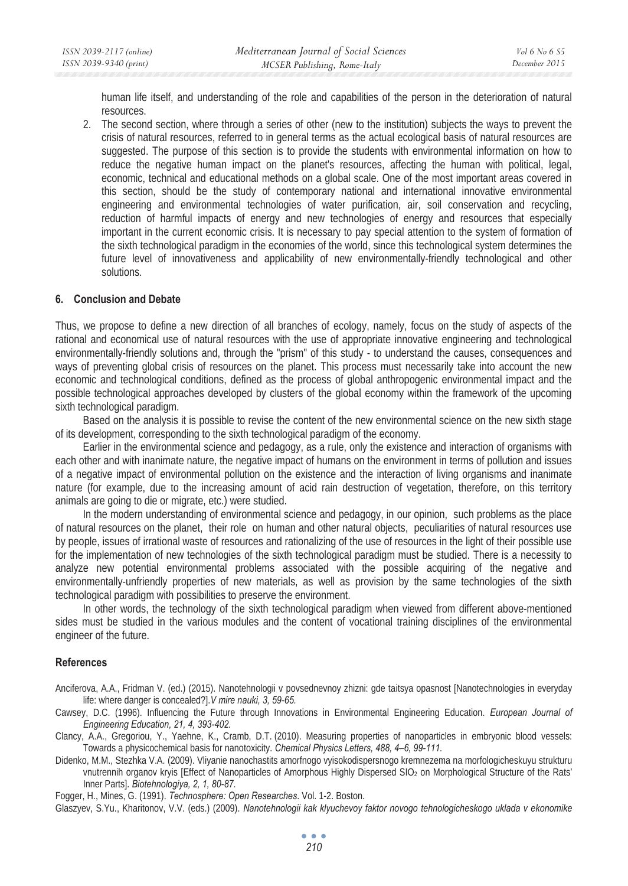human life itself, and understanding of the role and capabilities of the person in the deterioration of natural resources.

2. The second section, where through a series of other (new to the institution) subjects the ways to prevent the crisis of natural resources, referred to in general terms as the actual ecological basis of natural resources are suggested. The purpose of this section is to provide the students with environmental information on how to reduce the negative human impact on the planet's resources, affecting the human with political, legal, economic, technical and educational methods on a global scale. One of the most important areas covered in this section, should be the study of contemporary national and international innovative environmental engineering and environmental technologies of water purification, air, soil conservation and recycling, reduction of harmful impacts of energy and new technologies of energy and resources that especially important in the current economic crisis. It is necessary to pay special attention to the system of formation of the sixth technological paradigm in the economies of the world, since this technological system determines the future level of innovativeness and applicability of new environmentally-friendly technological and other solutions.

## 6. Conclusion and Debate

Thus, we propose to define a new direction of all branches of ecology, namely, focus on the study of aspects of the rational and economical use of natural resources with the use of appropriate innovative engineering and technological environmentally-friendly solutions and, through the "prism" of this study - to understand the causes, consequences and ways of preventing global crisis of resources on the planet. This process must necessarily take into account the new economic and technological conditions, defined as the process of global anthropogenic environmental impact and the possible technological approaches developed by clusters of the global economy within the framework of the upcoming sixth technological paradigm.

Based on the analysis it is possible to revise the content of the new environmental science on the new sixth stage of its development, corresponding to the sixth technological paradigm of the economy.

Earlier in the environmental science and pedagogy, as a rule, only the existence and interaction of organisms with each other and with inanimate nature, the negative impact of humans on the environment in terms of pollution and issues of a negative impact of environmental pollution on the existence and the interaction of living organisms and inanimate nature (for example, due to the increasing amount of acid rain destruction of vegetation, therefore, on this territory animals are going to die or migrate, etc.) were studied.

In the modern understanding of environmental science and pedagogy, in our opinion, such problems as the place of natural resources on the planet, their role on human and other natural objects, peculiarities of natural resources use by people, issues of irrational waste of resources and rationalizing of the use of resources in the light of their possible use for the implementation of new technologies of the sixth technological paradigm must be studied. There is a necessity to analyze new potential environmental problems associated with the possible acquiring of the negative and environmentally-unfriendly properties of new materials, as well as provision by the same technologies of the sixth technological paradigm with possibilities to preserve the environment.

In other words, the technology of the sixth technological paradigm when viewed from different above-mentioned sides must be studied in the various modules and the content of vocational training disciplines of the environmental engineer of the future.

## References

Anciferova, A.A., Fridman V. (ed.) (2015). Nanotehnologii v povsednevnoy zhizni: gde taitsya opasnost [Nanotechnologies in everyday life: where danger is concealed?]. *V mire nauki, 3, 59-65.*

Cawsey, D.C. (1996). Influencing the Future through Innovations in Environmental Engineering Education. *European Journal of Engineering Education, 21, 4, 393-402.*

Clancy, A.A., Gregoriou, Y., Yaehne, K., Cramb, D.T. (2010). Measuring properties of nanoparticles in embryonic blood vessels: Towards a physicochemical basis for nanotoxicity. *Chemical Physics Letters, 488, 4–6, 99-111.*

Didenko, M.M., Stezhka V.A. (2009). Vliyanie nanochastits amorfnogo vyisokodispersnogo kremnezema na morfologicheskuyu strukturu vnutrennih organov kryis [Effect of Nanoparticles of Amorphous Highly Dispersed $SiO_2$ on Morphological Structure of the Rats' Inner Parts]. *Biotehnologiya, 2, 1, 80-87.*

Fogger, H., Mines, G. (1991). *Technosphere: Open Researches*. Vol. 1-2. Boston.

Glaszyev, S.Yu., Kharitonov, V.V. (eds.) (2009). *Nanotehnologii kak klyuchevoy faktor novogo tehnologicheskogo uklada v ekonomike*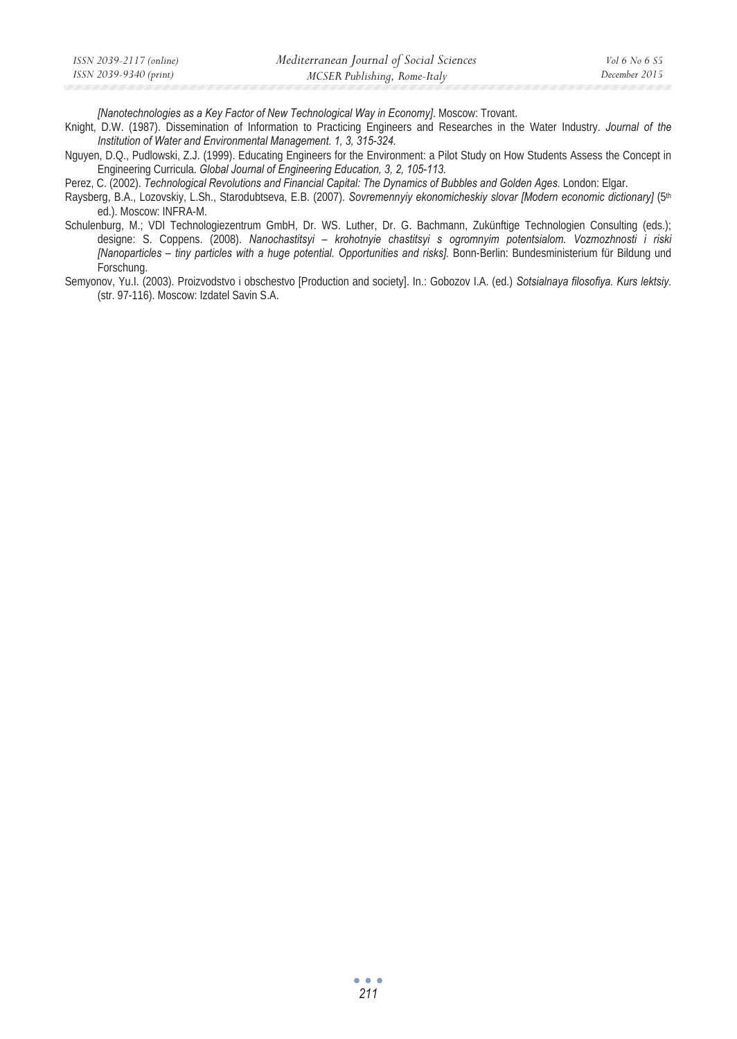*[Nanotechnologies as a Key Factor of New Technological Way in Economy]*. Moscow: Trovant.

Knight, D.W. (1987). Dissemination of Information to Practicing Engineers and Researches in the Water Industry. *Journal of the Institution of Water and Environmental Management. 1, 3, 315-324.*

Nguyen, D.Q., Pudlowski, Z.J. (1999). Educating Engineers for the Environment: a Pilot Study on How Students Assess the Concept in Engineering Curricula. *Global Journal of Engineering Education, 3, 2, 105-113.*

Perez, C. (2002). *Technological Revolutions and Financial Capital: The Dynamics of Bubbles and Golden Ages.* London: Elgar.

Raysberg, B.A., Lozovskiy, L.Sh., Starodubtseva, E.B. (2007). *Sovremennyiy ekonomicheskiy slovar [Modern economic dictionary]* (5th ed.). Moscow: INFRA-M.

Schulenburg, M.; VDI Technologiezentrum GmbH, Dr. WS. Luther, Dr. G. Bachmann, Zukünftige Technologien Consulting (eds.); designe: S. Coppens. (2008). *Nanochastitsyi – krohotnyie chastitsyi s ogromnyim potentsialom. Vozmozhnosti i riski [Nanoparticles – tiny particles with a huge potential. Opportunities and risks].* Bonn-Berlin: Bundesministerium für Bildung und Forschung.

Semyonov, Yu.I. (2003). Proizvodstvo i obschestvo [Production and society]. In.: Gobozov I.A. (ed.) *Sotsialnaya filosofiya. Kurs lektsiy.* (str. 97-116). Moscow: Izdatel Savin S.A.